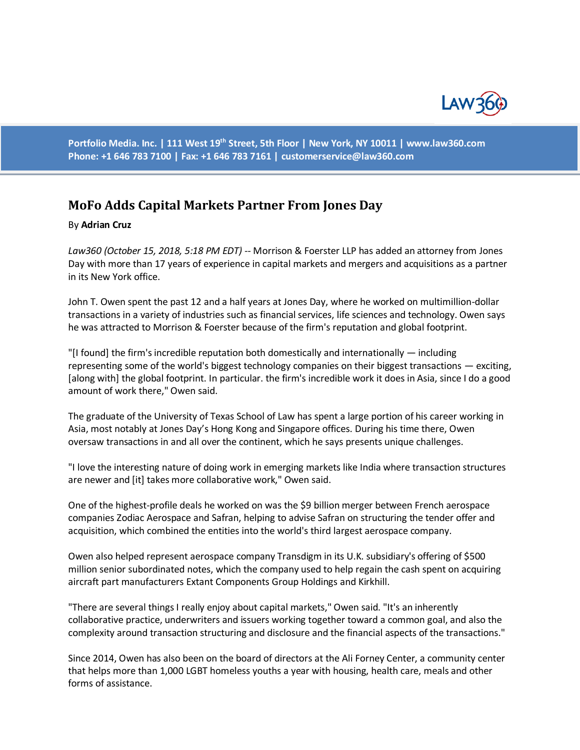Portfolio Media. Inc. | 111 West 19th Street, 5th Floor | New York, NY 10011 | www.law360.com
Phone: +1 646 783 7100 | Fax: +1 646 783 7161 | customerservice@law360.com

# MoFo Adds Capital Markets Partner From Jones Day

By **Adrian Cruz**

*Law360 (October 15, 2018, 5:18 PM EDT)* -- Morrison & Foerster LLP has added an attorney from Jones Day with more than 17 years of experience in capital markets and mergers and acquisitions as a partner in its New York office.

John T. Owen spent the past 12 and a half years at Jones Day, where he worked on multimillion-dollar transactions in a variety of industries such as financial services, life sciences and technology. Owen says he was attracted to Morrison & Foerster because of the firm's reputation and global footprint.

"[I found] the firm's incredible reputation both domestically and internationally — including representing some of the world's biggest technology companies on their biggest transactions — exciting, [along with] the global footprint. In particular. the firm's incredible work it does in Asia, since I do a good amount of work there," Owen said.

The graduate of the University of Texas School of Law has spent a large portion of his career working in Asia, most notably at Jones Day's Hong Kong and Singapore offices. During his time there, Owen oversaw transactions in and all over the continent, which he says presents unique challenges.

"I love the interesting nature of doing work in emerging markets like India where transaction structures are newer and [it] takes more collaborative work," Owen said.

One of the highest-profile deals he worked on was the $9 billion merger between French aerospace companies Zodiac Aerospace and Safran, helping to advise Safran on structuring the tender offer and acquisition, which combined the entities into the world's third largest aerospace company.

Owen also helped represent aerospace company Transdigm in its U.K. subsidiary's offering of $500 million senior subordinated notes, which the company used to help regain the cash spent on acquiring aircraft part manufacturers Extant Components Group Holdings and Kirkhill.

"There are several things I really enjoy about capital markets," Owen said. "It's an inherently collaborative practice, underwriters and issuers working together toward a common goal, and also the complexity around transaction structuring and disclosure and the financial aspects of the transactions."

Since 2014, Owen has also been on the board of directors at the Ali Forney Center, a community center that helps more than 1,000 LGBT homeless youths a year with housing, health care, meals and other forms of assistance.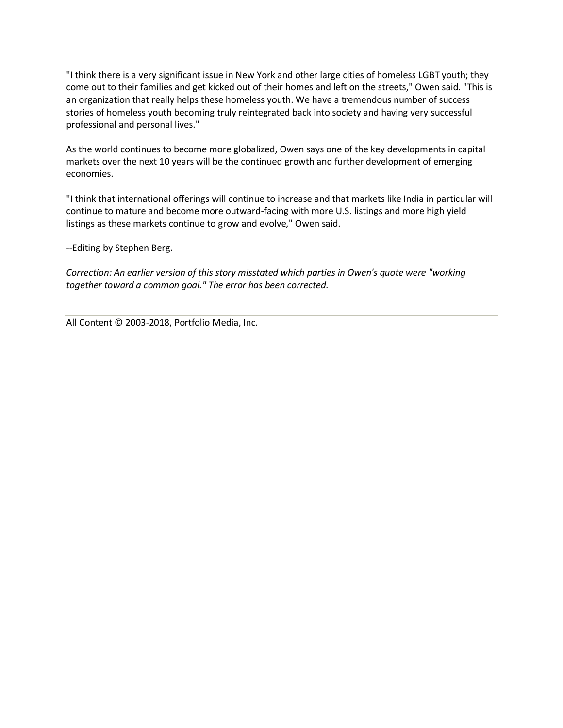"I think there is a very significant issue in New York and other large cities of homeless LGBT youth; they come out to their families and get kicked out of their homes and left on the streets," Owen said. "This is an organization that really helps these homeless youth. We have a tremendous number of success stories of homeless youth becoming truly reintegrated back into society and having very successful professional and personal lives."

As the world continues to become more globalized, Owen says one of the key developments in capital markets over the next 10 years will be the continued growth and further development of emerging economies.

"I think that international offerings will continue to increase and that markets like India in particular will continue to mature and become more outward-facing with more U.S. listings and more high yield listings as these markets continue to grow and evolve," Owen said.

--Editing by Stephen Berg.

*Correction: An earlier version of this story misstated which parties in Owen's quote were "working together toward a common goal." The error has been corrected.*

All Content © 2003-2018, Portfolio Media, Inc.